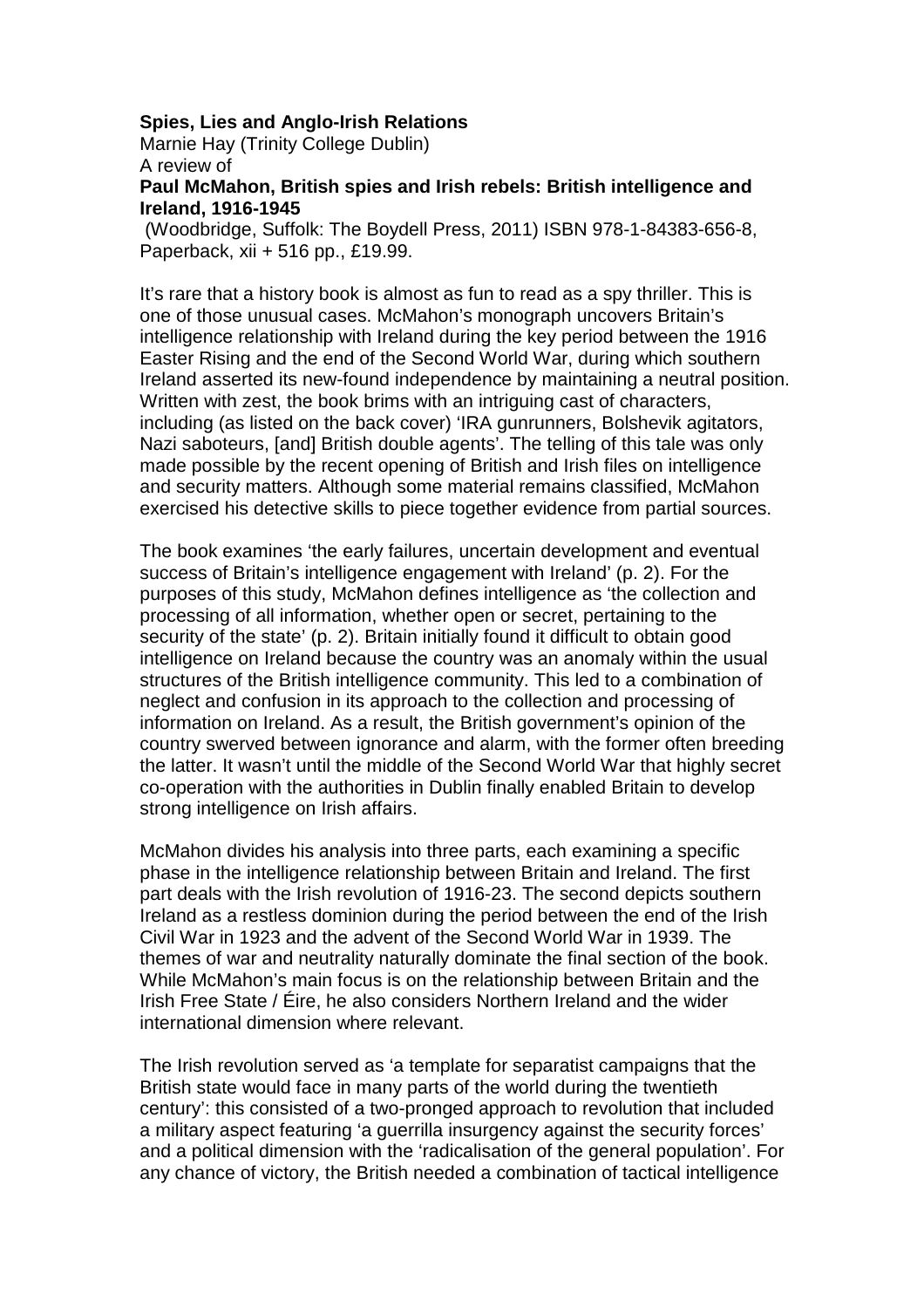**Spies, Lies and Anglo-Irish Relations**

Marnie Hay (Trinity College Dublin)

A review of

**Paul McMahon, British spies and Irish rebels: British intelligence and Ireland, 1916-1945**

(Woodbridge, Suffolk: The Boydell Press, 2011) ISBN 978-1-84383-656-8, Paperback, xii + 516 pp., £19.99.

It's rare that a history book is almost as fun to read as a spy thriller. This is one of those unusual cases. McMahon's monograph uncovers Britain's intelligence relationship with Ireland during the key period between the 1916 Easter Rising and the end of the Second World War, during which southern Ireland asserted its new-found independence by maintaining a neutral position. Written with zest, the book brims with an intriguing cast of characters, including (as listed on the back cover) 'IRA gunrunners, Bolshevik agitators, Nazi saboteurs, [and] British double agents'. The telling of this tale was only made possible by the recent opening of British and Irish files on intelligence and security matters. Although some material remains classified, McMahon exercised his detective skills to piece together evidence from partial sources.

The book examines 'the early failures, uncertain development and eventual success of Britain's intelligence engagement with Ireland' (p. 2). For the purposes of this study, McMahon defines intelligence as 'the collection and processing of all information, whether open or secret, pertaining to the security of the state' (p. 2). Britain initially found it difficult to obtain good intelligence on Ireland because the country was an anomaly within the usual structures of the British intelligence community. This led to a combination of neglect and confusion in its approach to the collection and processing of information on Ireland. As a result, the British government's opinion of the country swerved between ignorance and alarm, with the former often breeding the latter. It wasn't until the middle of the Second World War that highly secret co-operation with the authorities in Dublin finally enabled Britain to develop strong intelligence on Irish affairs.

McMahon divides his analysis into three parts, each examining a specific phase in the intelligence relationship between Britain and Ireland. The first part deals with the Irish revolution of 1916-23. The second depicts southern Ireland as a restless dominion during the period between the end of the Irish Civil War in 1923 and the advent of the Second World War in 1939. The themes of war and neutrality naturally dominate the final section of the book. While McMahon's main focus is on the relationship between Britain and the Irish Free State / Éire, he also considers Northern Ireland and the wider international dimension where relevant.

The Irish revolution served as 'a template for separatist campaigns that the British state would face in many parts of the world during the twentieth century': this consisted of a two-pronged approach to revolution that included a military aspect featuring 'a guerrilla insurgency against the security forces' and a political dimension with the 'radicalisation of the general population'. For any chance of victory, the British needed a combination of tactical intelligence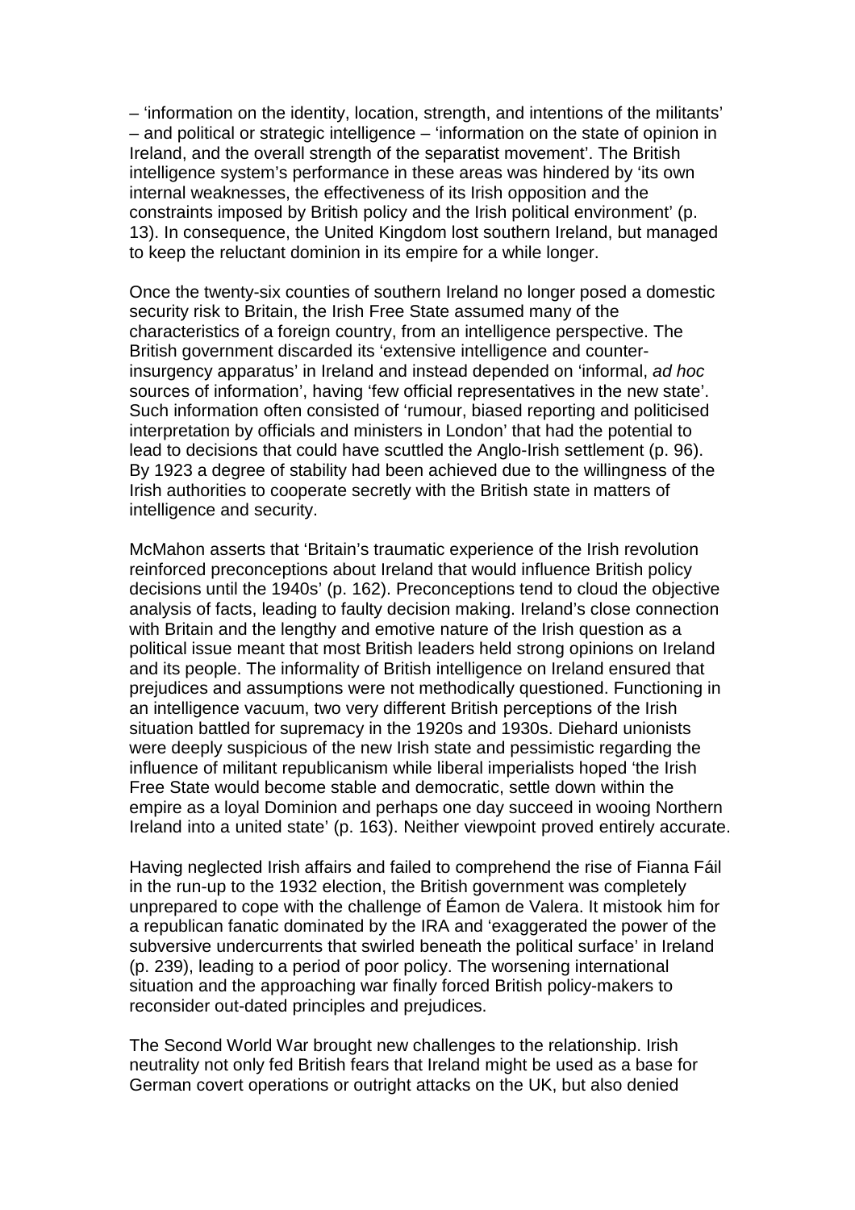– 'information on the identity, location, strength, and intentions of the militants' – and political or strategic intelligence – 'information on the state of opinion in Ireland, and the overall strength of the separatist movement'. The British intelligence system's performance in these areas was hindered by 'its own internal weaknesses, the effectiveness of its Irish opposition and the constraints imposed by British policy and the Irish political environment' (p. 13). In consequence, the United Kingdom lost southern Ireland, but managed to keep the reluctant dominion in its empire for a while longer.

Once the twenty-six counties of southern Ireland no longer posed a domestic security risk to Britain, the Irish Free State assumed many of the characteristics of a foreign country, from an intelligence perspective. The British government discarded its 'extensive intelligence and counter-insurgency apparatus' in Ireland and instead depended on 'informal, *ad hoc* sources of information', having 'few official representatives in the new state'. Such information often consisted of 'rumour, biased reporting and politicised interpretation by officials and ministers in London' that had the potential to lead to decisions that could have scuttled the Anglo-Irish settlement (p. 96). By 1923 a degree of stability had been achieved due to the willingness of the Irish authorities to cooperate secretly with the British state in matters of intelligence and security.

McMahon asserts that 'Britain's traumatic experience of the Irish revolution reinforced preconceptions about Ireland that would influence British policy decisions until the 1940s' (p. 162). Preconceptions tend to cloud the objective analysis of facts, leading to faulty decision making. Ireland's close connection with Britain and the lengthy and emotive nature of the Irish question as a political issue meant that most British leaders held strong opinions on Ireland and its people. The informality of British intelligence on Ireland ensured that prejudices and assumptions were not methodically questioned. Functioning in an intelligence vacuum, two very different British perceptions of the Irish situation battled for supremacy in the 1920s and 1930s. Diehard unionists were deeply suspicious of the new Irish state and pessimistic regarding the influence of militant republicanism while liberal imperialists hoped 'the Irish Free State would become stable and democratic, settle down within the empire as a loyal Dominion and perhaps one day succeed in wooing Northern Ireland into a united state' (p. 163). Neither viewpoint proved entirely accurate.

Having neglected Irish affairs and failed to comprehend the rise of Fianna Fáil in the run-up to the 1932 election, the British government was completely unprepared to cope with the challenge of Éamon de Valera. It mistook him for a republican fanatic dominated by the IRA and 'exaggerated the power of the subversive undercurrents that swirled beneath the political surface' in Ireland (p. 239), leading to a period of poor policy. The worsening international situation and the approaching war finally forced British policy-makers to reconsider out-dated principles and prejudices.

The Second World War brought new challenges to the relationship. Irish neutrality not only fed British fears that Ireland might be used as a base for German covert operations or outright attacks on the UK, but also denied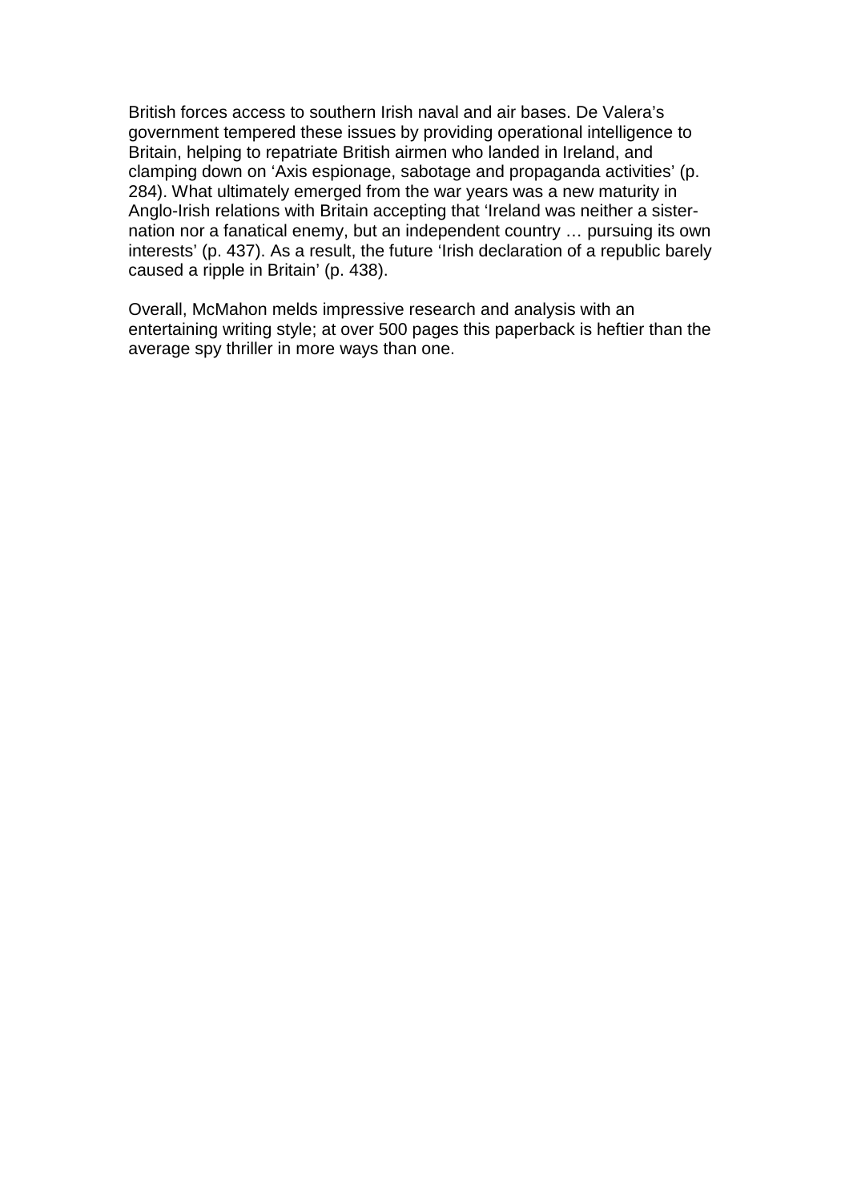British forces access to southern Irish naval and air bases. De Valera's government tempered these issues by providing operational intelligence to Britain, helping to repatriate British airmen who landed in Ireland, and clamping down on 'Axis espionage, sabotage and propaganda activities' (p. 284). What ultimately emerged from the war years was a new maturity in Anglo-Irish relations with Britain accepting that 'Ireland was neither a sister-nation nor a fanatical enemy, but an independent country … pursuing its own interests' (p. 437). As a result, the future 'Irish declaration of a republic barely caused a ripple in Britain' (p. 438).

Overall, McMahon melds impressive research and analysis with an entertaining writing style; at over 500 pages this paperback is heftier than the average spy thriller in more ways than one.